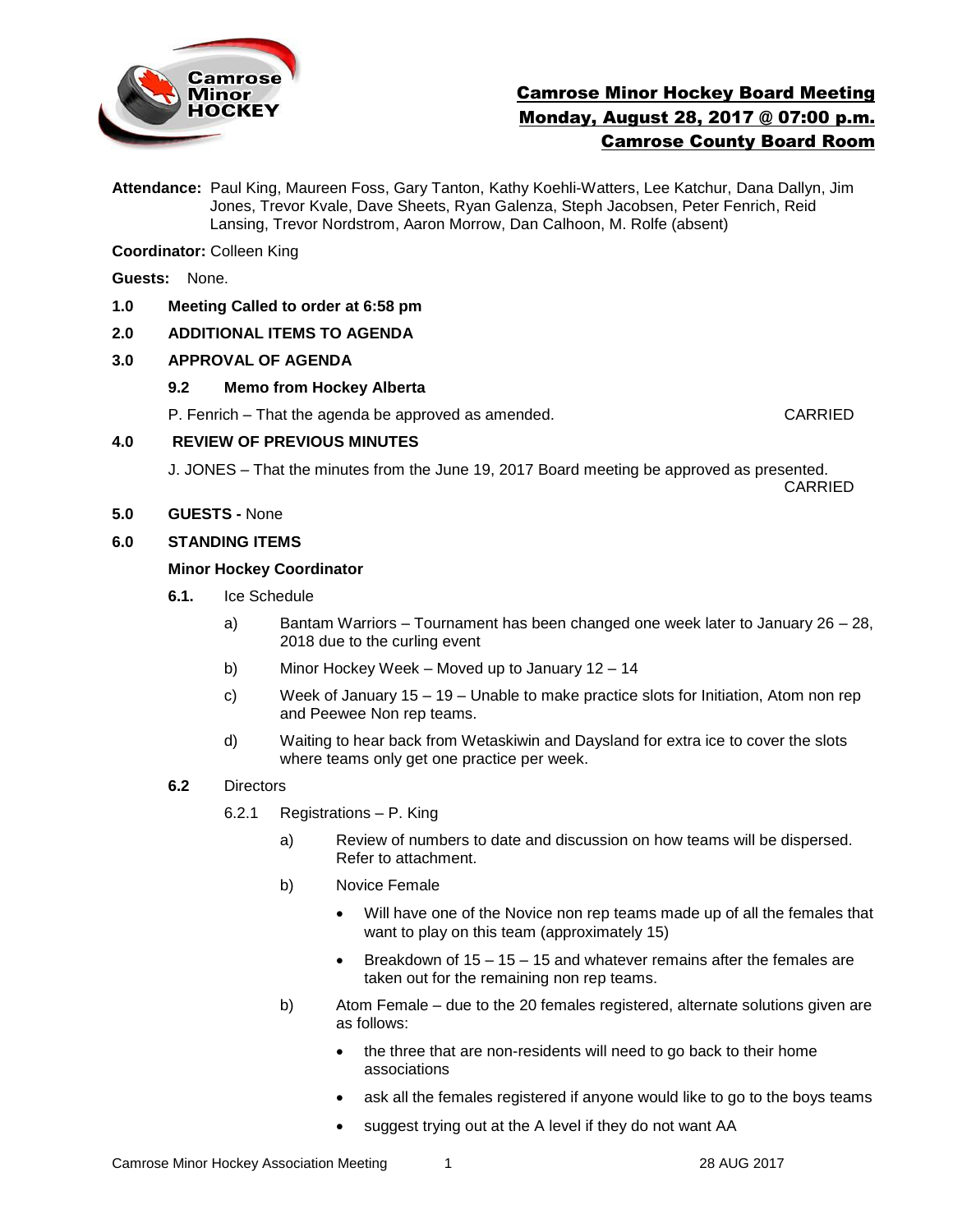# Camrose Minor Hockey Board Meeting
## Monday, August 28, 2017 @ 07:00 p.m.
## Camrose County Board Room

**Attendance:** Paul King, Maureen Foss, Gary Tanton, Kathy Koehli-Watters, Lee Katchur, Dana Dallyn, Jim Jones, Trevor Kvale, Dave Sheets, Ryan Galenza, Steph Jacobsen, Peter Fenrich, Reid Lansing, Trevor Nordstrom, Aaron Morrow, Dan Calhoon, M. Rolfe (absent)

**Coordinator:** Colleen King

**Guests:** None.

**1.0 Meeting Called to order at 6:58 pm**

**2.0 ADDITIONAL ITEMS TO AGENDA**

**3.0 APPROVAL OF AGENDA**

**9.2 Memo from Hockey Alberta**

P. Fenrich – That the agenda be approved as amended. CARRIED

**4.0 REVIEW OF PREVIOUS MINUTES**

J. JONES – That the minutes from the June 19, 2017 Board meeting be approved as presented. CARRIED

**5.0 GUESTS -** None

**6.0 STANDING ITEMS**

**Minor Hockey Coordinator**

**6.1.** Ice Schedule

a) Bantam Warriors – Tournament has been changed one week later to January 26 – 28, 2018 due to the curling event

b) Minor Hockey Week – Moved up to January 12 – 14

c) Week of January 15 – 19 – Unable to make practice slots for Initiation, Atom non rep and Peewee Non rep teams.

d) Waiting to hear back from Wetaskiwin and Daysland for extra ice to cover the slots where teams only get one practice per week.

**6.2** Directors

6.2.1 Registrations – P. King

a) Review of numbers to date and discussion on how teams will be dispersed. Refer to attachment.

b) Novice Female

- Will have one of the Novice non rep teams made up of all the females that want to play on this team (approximately 15)
- Breakdown of 15 – 15 – 15 and whatever remains after the females are taken out for the remaining non rep teams.

b) Atom Female – due to the 20 females registered, alternate solutions given are as follows:

- the three that are non-residents will need to go back to their home associations
- ask all the females registered if anyone would like to go to the boys teams
- suggest trying out at the A level if they do not want AA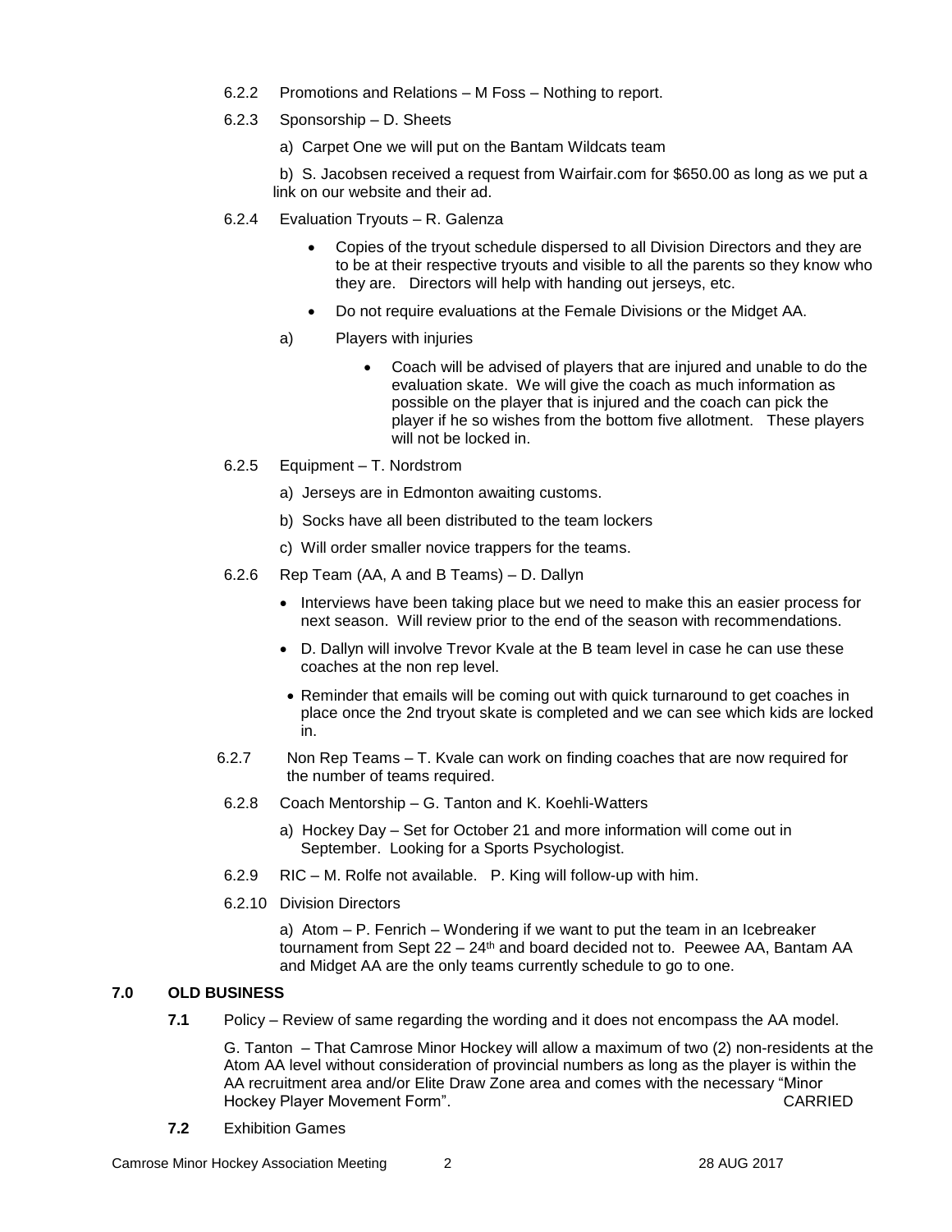6.2.2 Promotions and Relations – M Foss – Nothing to report.

6.2.3 Sponsorship – D. Sheets

a) Carpet One we will put on the Bantam Wildcats team

b) S. Jacobsen received a request from Wairfair.com for $650.00 as long as we put a link on our website and their ad.

6.2.4 Evaluation Tryouts – R. Galenza

- Copies of the tryout schedule dispersed to all Division Directors and they are to be at their respective tryouts and visible to all the parents so they know who they are. Directors will help with handing out jerseys, etc.
- Do not require evaluations at the Female Divisions or the Midget AA.

a) Players with injuries

- Coach will be advised of players that are injured and unable to do the evaluation skate. We will give the coach as much information as possible on the player that is injured and the coach can pick the player if he so wishes from the bottom five allotment. These players will not be locked in.

6.2.5 Equipment – T. Nordstrom

a) Jerseys are in Edmonton awaiting customs.

b) Socks have all been distributed to the team lockers

c) Will order smaller novice trappers for the teams.

6.2.6 Rep Team (AA, A and B Teams) – D. Dallyn

- Interviews have been taking place but we need to make this an easier process for next season. Will review prior to the end of the season with recommendations.
- D. Dallyn will involve Trevor Kvale at the B team level in case he can use these coaches at the non rep level.
- Reminder that emails will be coming out with quick turnaround to get coaches in place once the 2nd tryout skate is completed and we can see which kids are locked in.

6.2.7 Non Rep Teams – T. Kvale can work on finding coaches that are now required for the number of teams required.

6.2.8 Coach Mentorship – G. Tanton and K. Koehli-Watters

a) Hockey Day – Set for October 21 and more information will come out in September. Looking for a Sports Psychologist.

6.2.9 RIC – M. Rolfe not available. P. King will follow-up with him.

6.2.10 Division Directors

a) Atom – P. Fenrich – Wondering if we want to put the team in an Icebreaker tournament from Sept 22 – 24th and board decided not to. Peewee AA, Bantam AA and Midget AA are the only teams currently schedule to go to one.

## 7.0 OLD BUSINESS

**7.1** Policy – Review of same regarding the wording and it does not encompass the AA model.

G. Tanton – That Camrose Minor Hockey will allow a maximum of two (2) non-residents at the Atom AA level without consideration of provincial numbers as long as the player is within the AA recruitment area and/or Elite Draw Zone area and comes with the necessary "Minor Hockey Player Movement Form". CARRIED

**7.2** Exhibition Games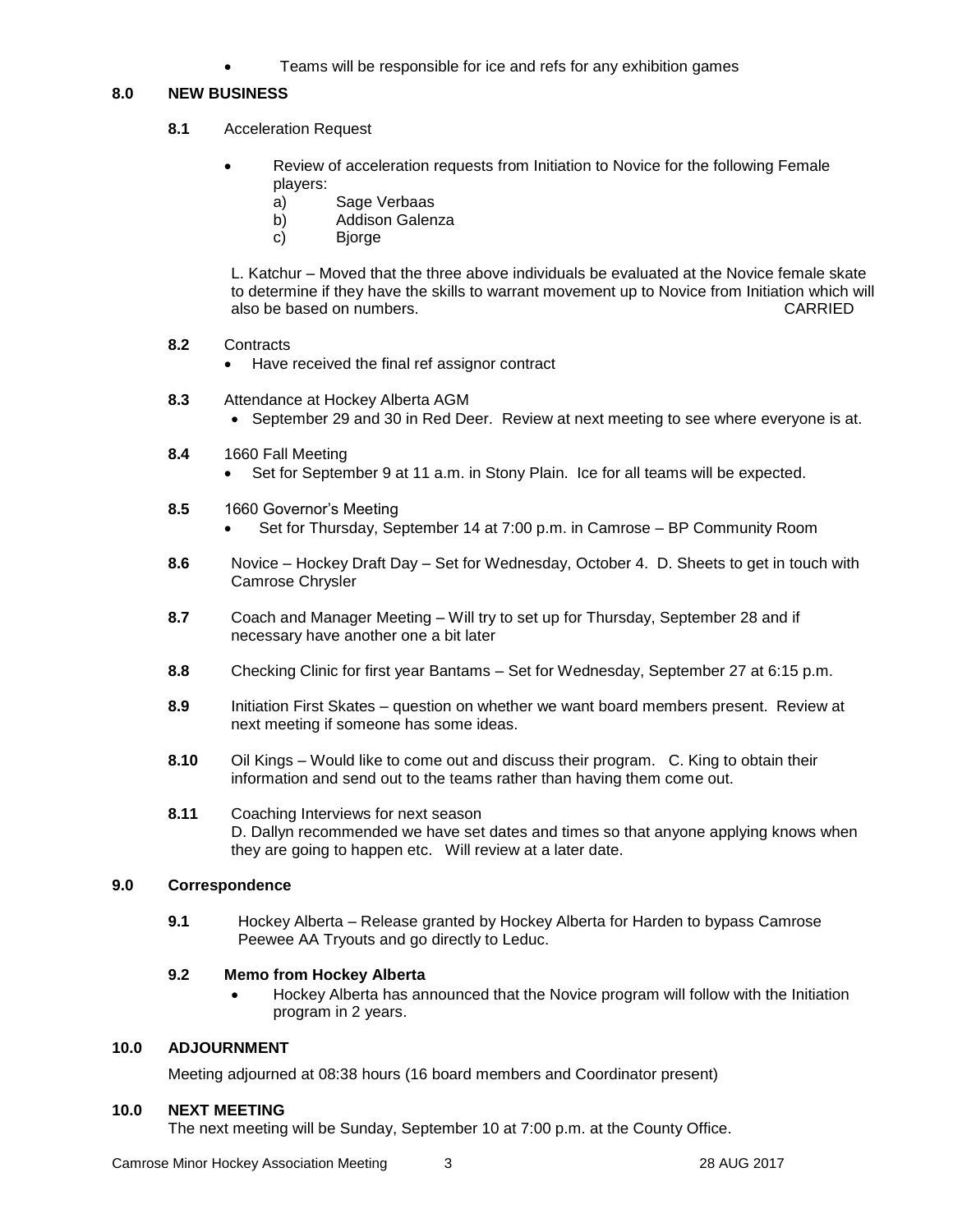- Teams will be responsible for ice and refs for any exhibition games

## 8.0 NEW BUSINESS

**8.1** Acceleration Request

- Review of acceleration requests from Initiation to Novice for the following Female players:
  a) Sage Verbaas
  b) Addison Galenza
  c) Bjorge

L. Katchur – Moved that the three above individuals be evaluated at the Novice female skate to determine if they have the skills to warrant movement up to Novice from Initiation which will also be based on numbers. CARRIED

**8.2** Contracts

- Have received the final ref assignor contract

**8.3** Attendance at Hockey Alberta AGM

- September 29 and 30 in Red Deer. Review at next meeting to see where everyone is at.

**8.4** 1660 Fall Meeting

- Set for September 9 at 11 a.m. in Stony Plain. Ice for all teams will be expected.

**8.5** 1660 Governor's Meeting

- Set for Thursday, September 14 at 7:00 p.m. in Camrose – BP Community Room

**8.6** Novice – Hockey Draft Day – Set for Wednesday, October 4. D. Sheets to get in touch with Camrose Chrysler

**8.7** Coach and Manager Meeting – Will try to set up for Thursday, September 28 and if necessary have another one a bit later

**8.8** Checking Clinic for first year Bantams – Set for Wednesday, September 27 at 6:15 p.m.

**8.9** Initiation First Skates – question on whether we want board members present. Review at next meeting if someone has some ideas.

**8.10** Oil Kings – Would like to come out and discuss their program. C. King to obtain their information and send out to the teams rather than having them come out.

**8.11** Coaching Interviews for next season
D. Dallyn recommended we have set dates and times so that anyone applying knows when they are going to happen etc. Will review at a later date.

## 9.0 Correspondence

**9.1** Hockey Alberta – Release granted by Hockey Alberta for Harden to bypass Camrose Peewee AA Tryouts and go directly to Leduc.

**9.2 Memo from Hockey Alberta**

- Hockey Alberta has announced that the Novice program will follow with the Initiation program in 2 years.

## 10.0 ADJOURNMENT

Meeting adjourned at 08:38 hours (16 board members and Coordinator present)

## 10.0 NEXT MEETING

The next meeting will be Sunday, September 10 at 7:00 p.m. at the County Office.